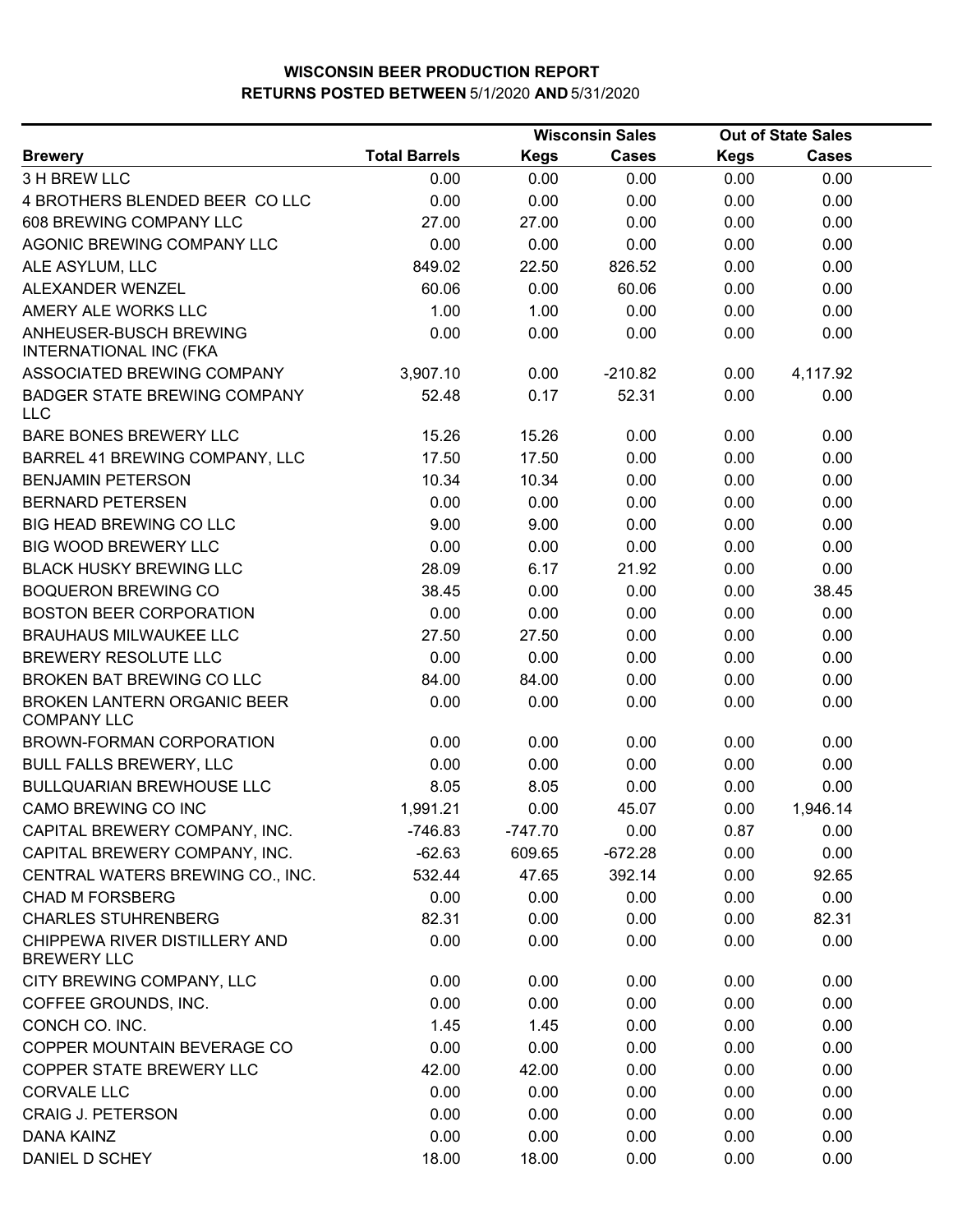**WISCONSIN BEER PRODUCTION REPORT**
**RETURNS POSTED BETWEEN 5/1/2020 AND 5/31/2020**

| | | Wisconsin Sales | | Out of State Sales | |
|---|---|---|---|---|---|
| **Brewery** | **Total Barrels** | **Kegs** | **Cases** | **Kegs** | **Cases** |
| 3 H BREW LLC | 0.00 | 0.00 | 0.00 | 0.00 | 0.00 |
| 4 BROTHERS BLENDED BEER CO LLC | 0.00 | 0.00 | 0.00 | 0.00 | 0.00 |
| 608 BREWING COMPANY LLC | 27.00 | 27.00 | 0.00 | 0.00 | 0.00 |
| AGONIC BREWING COMPANY LLC | 0.00 | 0.00 | 0.00 | 0.00 | 0.00 |
| ALE ASYLUM, LLC | 849.02 | 22.50 | 826.52 | 0.00 | 0.00 |
| ALEXANDER WENZEL | 60.06 | 0.00 | 60.06 | 0.00 | 0.00 |
| AMERY ALE WORKS LLC | 1.00 | 1.00 | 0.00 | 0.00 | 0.00 |
| ANHEUSER-BUSCH BREWING INTERNATIONAL INC (FKA | 0.00 | 0.00 | 0.00 | 0.00 | 0.00 |
| ASSOCIATED BREWING COMPANY | 3,907.10 | 0.00 | -210.82 | 0.00 | 4,117.92 |
| BADGER STATE BREWING COMPANY LLC | 52.48 | 0.17 | 52.31 | 0.00 | 0.00 |
| BARE BONES BREWERY LLC | 15.26 | 15.26 | 0.00 | 0.00 | 0.00 |
| BARREL 41 BREWING COMPANY, LLC | 17.50 | 17.50 | 0.00 | 0.00 | 0.00 |
| BENJAMIN PETERSON | 10.34 | 10.34 | 0.00 | 0.00 | 0.00 |
| BERNARD PETERSEN | 0.00 | 0.00 | 0.00 | 0.00 | 0.00 |
| BIG HEAD BREWING CO LLC | 9.00 | 9.00 | 0.00 | 0.00 | 0.00 |
| BIG WOOD BREWERY LLC | 0.00 | 0.00 | 0.00 | 0.00 | 0.00 |
| BLACK HUSKY BREWING LLC | 28.09 | 6.17 | 21.92 | 0.00 | 0.00 |
| BOQUERON BREWING CO | 38.45 | 0.00 | 0.00 | 0.00 | 38.45 |
| BOSTON BEER CORPORATION | 0.00 | 0.00 | 0.00 | 0.00 | 0.00 |
| BRAUHAUS MILWAUKEE LLC | 27.50 | 27.50 | 0.00 | 0.00 | 0.00 |
| BREWERY RESOLUTE LLC | 0.00 | 0.00 | 0.00 | 0.00 | 0.00 |
| BROKEN BAT BREWING CO LLC | 84.00 | 84.00 | 0.00 | 0.00 | 0.00 |
| BROKEN LANTERN ORGANIC BEER COMPANY LLC | 0.00 | 0.00 | 0.00 | 0.00 | 0.00 |
| BROWN-FORMAN CORPORATION | 0.00 | 0.00 | 0.00 | 0.00 | 0.00 |
| BULL FALLS BREWERY, LLC | 0.00 | 0.00 | 0.00 | 0.00 | 0.00 |
| BULLQUARIAN BREWHOUSE LLC | 8.05 | 8.05 | 0.00 | 0.00 | 0.00 |
| CAMO BREWING CO INC | 1,991.21 | 0.00 | 45.07 | 0.00 | 1,946.14 |
| CAPITAL BREWERY COMPANY, INC. | -746.83 | -747.70 | 0.00 | 0.87 | 0.00 |
| CAPITAL BREWERY COMPANY, INC. | -62.63 | 609.65 | -672.28 | 0.00 | 0.00 |
| CENTRAL WATERS BREWING CO., INC. | 532.44 | 47.65 | 392.14 | 0.00 | 92.65 |
| CHAD M FORSBERG | 0.00 | 0.00 | 0.00 | 0.00 | 0.00 |
| CHARLES STUHRENBERG | 82.31 | 0.00 | 0.00 | 0.00 | 82.31 |
| CHIPPEWA RIVER DISTILLERY AND BREWERY LLC | 0.00 | 0.00 | 0.00 | 0.00 | 0.00 |
| CITY BREWING COMPANY, LLC | 0.00 | 0.00 | 0.00 | 0.00 | 0.00 |
| COFFEE GROUNDS, INC. | 0.00 | 0.00 | 0.00 | 0.00 | 0.00 |
| CONCH CO. INC. | 1.45 | 1.45 | 0.00 | 0.00 | 0.00 |
| COPPER MOUNTAIN BEVERAGE CO | 0.00 | 0.00 | 0.00 | 0.00 | 0.00 |
| COPPER STATE BREWERY LLC | 42.00 | 42.00 | 0.00 | 0.00 | 0.00 |
| CORVALE LLC | 0.00 | 0.00 | 0.00 | 0.00 | 0.00 |
| CRAIG J. PETERSON | 0.00 | 0.00 | 0.00 | 0.00 | 0.00 |
| DANA KAINZ | 0.00 | 0.00 | 0.00 | 0.00 | 0.00 |
| DANIEL D SCHEY | 18.00 | 18.00 | 0.00 | 0.00 | 0.00 |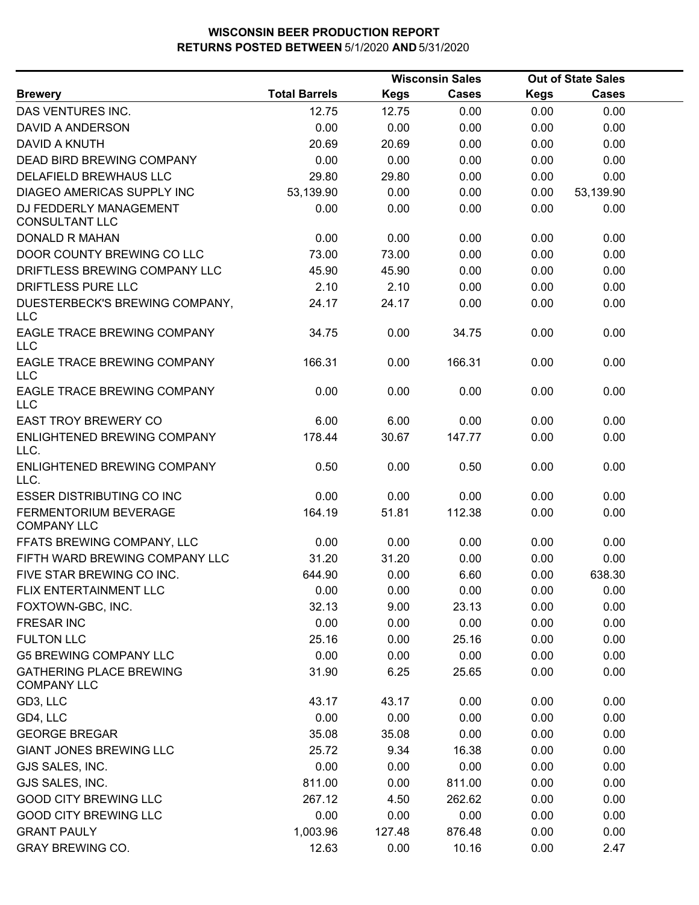# WISCONSIN BEER PRODUCTION REPORT
## RETURNS POSTED BETWEEN 5/1/2020 AND 5/31/2020

| Brewery | Total Barrels | Wisconsin Sales Kegs | Wisconsin Sales Cases | Out of State Sales Kegs | Out of State Sales Cases |
|---|---|---|---|---|---|
| DAS VENTURES INC. | 12.75 | 12.75 | 0.00 | 0.00 | 0.00 |
| DAVID A ANDERSON | 0.00 | 0.00 | 0.00 | 0.00 | 0.00 |
| DAVID A KNUTH | 20.69 | 20.69 | 0.00 | 0.00 | 0.00 |
| DEAD BIRD BREWING COMPANY | 0.00 | 0.00 | 0.00 | 0.00 | 0.00 |
| DELAFIELD BREWHAUS LLC | 29.80 | 29.80 | 0.00 | 0.00 | 0.00 |
| DIAGEO AMERICAS SUPPLY INC | 53,139.90 | 0.00 | 0.00 | 0.00 | 53,139.90 |
| DJ FEDDERLY MANAGEMENT CONSULTANT LLC | 0.00 | 0.00 | 0.00 | 0.00 | 0.00 |
| DONALD R MAHAN | 0.00 | 0.00 | 0.00 | 0.00 | 0.00 |
| DOOR COUNTY BREWING CO LLC | 73.00 | 73.00 | 0.00 | 0.00 | 0.00 |
| DRIFTLESS BREWING COMPANY LLC | 45.90 | 45.90 | 0.00 | 0.00 | 0.00 |
| DRIFTLESS PURE LLC | 2.10 | 2.10 | 0.00 | 0.00 | 0.00 |
| DUESTERBECK'S BREWING COMPANY, LLC | 24.17 | 24.17 | 0.00 | 0.00 | 0.00 |
| EAGLE TRACE BREWING COMPANY LLC | 34.75 | 0.00 | 34.75 | 0.00 | 0.00 |
| EAGLE TRACE BREWING COMPANY LLC | 166.31 | 0.00 | 166.31 | 0.00 | 0.00 |
| EAGLE TRACE BREWING COMPANY LLC | 0.00 | 0.00 | 0.00 | 0.00 | 0.00 |
| EAST TROY BREWERY CO | 6.00 | 6.00 | 0.00 | 0.00 | 0.00 |
| ENLIGHTENED BREWING COMPANY LLC. | 178.44 | 30.67 | 147.77 | 0.00 | 0.00 |
| ENLIGHTENED BREWING COMPANY LLC. | 0.50 | 0.00 | 0.50 | 0.00 | 0.00 |
| ESSER DISTRIBUTING CO INC | 0.00 | 0.00 | 0.00 | 0.00 | 0.00 |
| FERMENTORIUM BEVERAGE COMPANY LLC | 164.19 | 51.81 | 112.38 | 0.00 | 0.00 |
| FFATS BREWING COMPANY, LLC | 0.00 | 0.00 | 0.00 | 0.00 | 0.00 |
| FIFTH WARD BREWING COMPANY LLC | 31.20 | 31.20 | 0.00 | 0.00 | 0.00 |
| FIVE STAR BREWING CO INC. | 644.90 | 0.00 | 6.60 | 0.00 | 638.30 |
| FLIX ENTERTAINMENT LLC | 0.00 | 0.00 | 0.00 | 0.00 | 0.00 |
| FOXTOWN-GBC, INC. | 32.13 | 9.00 | 23.13 | 0.00 | 0.00 |
| FRESAR INC | 0.00 | 0.00 | 0.00 | 0.00 | 0.00 |
| FULTON LLC | 25.16 | 0.00 | 25.16 | 0.00 | 0.00 |
| G5 BREWING COMPANY LLC | 0.00 | 0.00 | 0.00 | 0.00 | 0.00 |
| GATHERING PLACE BREWING COMPANY LLC | 31.90 | 6.25 | 25.65 | 0.00 | 0.00 |
| GD3, LLC | 43.17 | 43.17 | 0.00 | 0.00 | 0.00 |
| GD4, LLC | 0.00 | 0.00 | 0.00 | 0.00 | 0.00 |
| GEORGE BREGAR | 35.08 | 35.08 | 0.00 | 0.00 | 0.00 |
| GIANT JONES BREWING LLC | 25.72 | 9.34 | 16.38 | 0.00 | 0.00 |
| GJS SALES, INC. | 0.00 | 0.00 | 0.00 | 0.00 | 0.00 |
| GJS SALES, INC. | 811.00 | 0.00 | 811.00 | 0.00 | 0.00 |
| GOOD CITY BREWING LLC | 267.12 | 4.50 | 262.62 | 0.00 | 0.00 |
| GOOD CITY BREWING LLC | 0.00 | 0.00 | 0.00 | 0.00 | 0.00 |
| GRANT PAULY | 1,003.96 | 127.48 | 876.48 | 0.00 | 0.00 |
| GRAY BREWING CO. | 12.63 | 0.00 | 10.16 | 0.00 | 2.47 |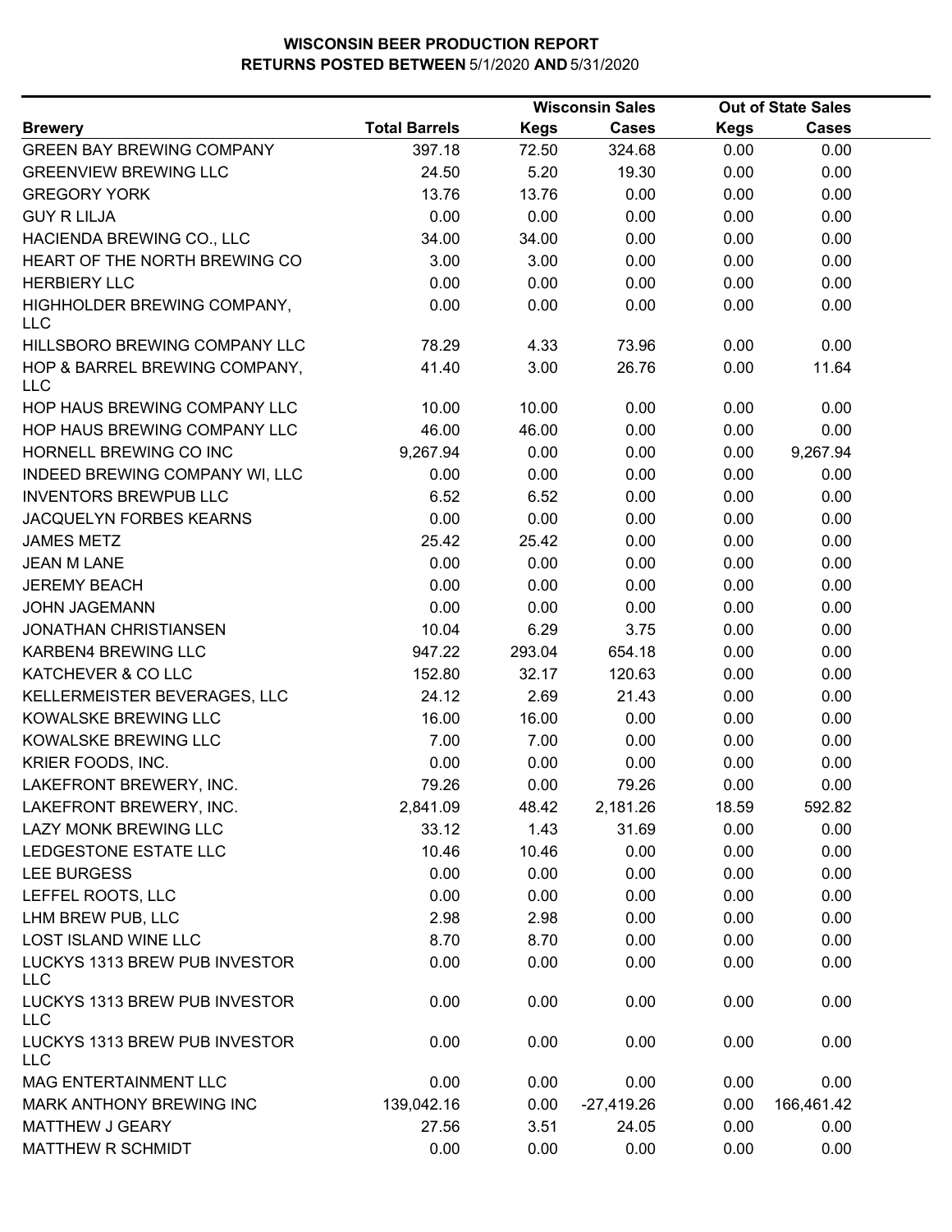# WISCONSIN BEER PRODUCTION REPORT
## RETURNS POSTED BETWEEN 5/1/2020 AND 5/31/2020

| Brewery | Total Barrels | Wisconsin Sales Kegs | Wisconsin Sales Cases | Out of State Sales Kegs | Out of State Sales Cases |
|---|---|---|---|---|---|
| GREEN BAY BREWING COMPANY | 397.18 | 72.50 | 324.68 | 0.00 | 0.00 |
| GREENVIEW BREWING LLC | 24.50 | 5.20 | 19.30 | 0.00 | 0.00 |
| GREGORY YORK | 13.76 | 13.76 | 0.00 | 0.00 | 0.00 |
| GUY R LILJA | 0.00 | 0.00 | 0.00 | 0.00 | 0.00 |
| HACIENDA BREWING CO., LLC | 34.00 | 34.00 | 0.00 | 0.00 | 0.00 |
| HEART OF THE NORTH BREWING CO | 3.00 | 3.00 | 0.00 | 0.00 | 0.00 |
| HERBIERY LLC | 0.00 | 0.00 | 0.00 | 0.00 | 0.00 |
| HIGHHOLDER BREWING COMPANY, LLC | 0.00 | 0.00 | 0.00 | 0.00 | 0.00 |
| HILLSBORO BREWING COMPANY LLC | 78.29 | 4.33 | 73.96 | 0.00 | 0.00 |
| HOP & BARREL BREWING COMPANY, LLC | 41.40 | 3.00 | 26.76 | 0.00 | 11.64 |
| HOP HAUS BREWING COMPANY LLC | 10.00 | 10.00 | 0.00 | 0.00 | 0.00 |
| HOP HAUS BREWING COMPANY LLC | 46.00 | 46.00 | 0.00 | 0.00 | 0.00 |
| HORNELL BREWING CO INC | 9,267.94 | 0.00 | 0.00 | 0.00 | 9,267.94 |
| INDEED BREWING COMPANY WI, LLC | 0.00 | 0.00 | 0.00 | 0.00 | 0.00 |
| INVENTORS BREWPUB LLC | 6.52 | 6.52 | 0.00 | 0.00 | 0.00 |
| JACQUELYN FORBES KEARNS | 0.00 | 0.00 | 0.00 | 0.00 | 0.00 |
| JAMES METZ | 25.42 | 25.42 | 0.00 | 0.00 | 0.00 |
| JEAN M LANE | 0.00 | 0.00 | 0.00 | 0.00 | 0.00 |
| JEREMY BEACH | 0.00 | 0.00 | 0.00 | 0.00 | 0.00 |
| JOHN JAGEMANN | 0.00 | 0.00 | 0.00 | 0.00 | 0.00 |
| JONATHAN CHRISTIANSEN | 10.04 | 6.29 | 3.75 | 0.00 | 0.00 |
| KARBEN4 BREWING LLC | 947.22 | 293.04 | 654.18 | 0.00 | 0.00 |
| KATCHEVER & CO LLC | 152.80 | 32.17 | 120.63 | 0.00 | 0.00 |
| KELLERMEISTER BEVERAGES, LLC | 24.12 | 2.69 | 21.43 | 0.00 | 0.00 |
| KOWALSKE BREWING LLC | 16.00 | 16.00 | 0.00 | 0.00 | 0.00 |
| KOWALSKE BREWING LLC | 7.00 | 7.00 | 0.00 | 0.00 | 0.00 |
| KRIER FOODS, INC. | 0.00 | 0.00 | 0.00 | 0.00 | 0.00 |
| LAKEFRONT BREWERY, INC. | 79.26 | 0.00 | 79.26 | 0.00 | 0.00 |
| LAKEFRONT BREWERY, INC. | 2,841.09 | 48.42 | 2,181.26 | 18.59 | 592.82 |
| LAZY MONK BREWING LLC | 33.12 | 1.43 | 31.69 | 0.00 | 0.00 |
| LEDGESTONE ESTATE LLC | 10.46 | 10.46 | 0.00 | 0.00 | 0.00 |
| LEE BURGESS | 0.00 | 0.00 | 0.00 | 0.00 | 0.00 |
| LEFFEL ROOTS, LLC | 0.00 | 0.00 | 0.00 | 0.00 | 0.00 |
| LHM BREW PUB, LLC | 2.98 | 2.98 | 0.00 | 0.00 | 0.00 |
| LOST ISLAND WINE LLC | 8.70 | 8.70 | 0.00 | 0.00 | 0.00 |
| LUCKYS 1313 BREW PUB INVESTOR LLC | 0.00 | 0.00 | 0.00 | 0.00 | 0.00 |
| LUCKYS 1313 BREW PUB INVESTOR LLC | 0.00 | 0.00 | 0.00 | 0.00 | 0.00 |
| LUCKYS 1313 BREW PUB INVESTOR LLC | 0.00 | 0.00 | 0.00 | 0.00 | 0.00 |
| MAG ENTERTAINMENT LLC | 0.00 | 0.00 | 0.00 | 0.00 | 0.00 |
| MARK ANTHONY BREWING INC | 139,042.16 | 0.00 | -27,419.26 | 0.00 | 166,461.42 |
| MATTHEW J GEARY | 27.56 | 3.51 | 24.05 | 0.00 | 0.00 |
| MATTHEW R SCHMIDT | 0.00 | 0.00 | 0.00 | 0.00 | 0.00 |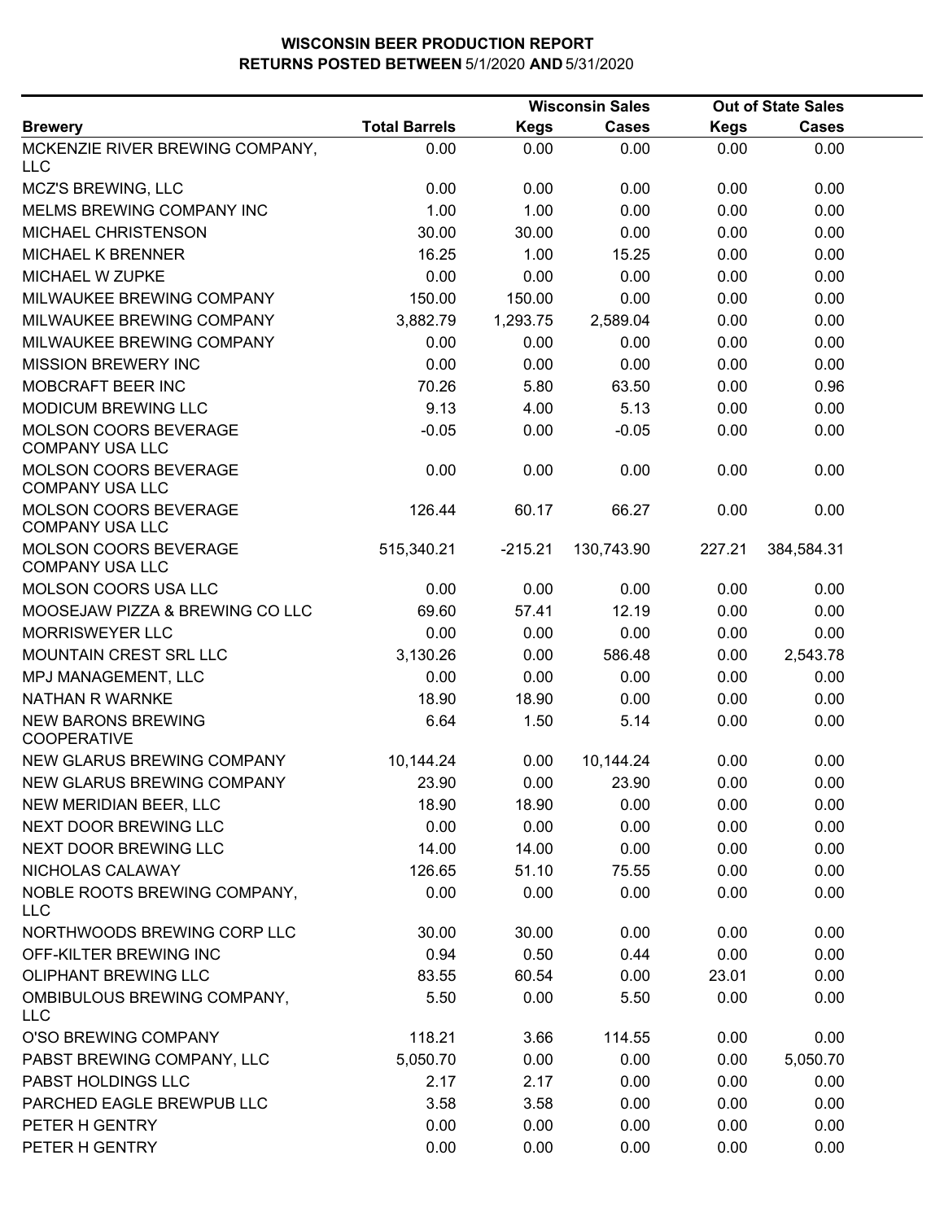# WISCONSIN BEER PRODUCTION REPORT
## RETURNS POSTED BETWEEN 5/1/2020 AND 5/31/2020

| Brewery | Total Barrels | Wisconsin Sales | | Out of State Sales | |
|---|---|---|---|---|---|
| | | Kegs | Cases | Kegs | Cases |
| MCKENZIE RIVER BREWING COMPANY, LLC | 0.00 | 0.00 | 0.00 | 0.00 | 0.00 |
| MCZ'S BREWING, LLC | 0.00 | 0.00 | 0.00 | 0.00 | 0.00 |
| MELMS BREWING COMPANY INC | 1.00 | 1.00 | 0.00 | 0.00 | 0.00 |
| MICHAEL CHRISTENSON | 30.00 | 30.00 | 0.00 | 0.00 | 0.00 |
| MICHAEL K BRENNER | 16.25 | 1.00 | 15.25 | 0.00 | 0.00 |
| MICHAEL W ZUPKE | 0.00 | 0.00 | 0.00 | 0.00 | 0.00 |
| MILWAUKEE BREWING COMPANY | 150.00 | 150.00 | 0.00 | 0.00 | 0.00 |
| MILWAUKEE BREWING COMPANY | 3,882.79 | 1,293.75 | 2,589.04 | 0.00 | 0.00 |
| MILWAUKEE BREWING COMPANY | 0.00 | 0.00 | 0.00 | 0.00 | 0.00 |
| MISSION BREWERY INC | 0.00 | 0.00 | 0.00 | 0.00 | 0.00 |
| MOBCRAFT BEER INC | 70.26 | 5.80 | 63.50 | 0.00 | 0.96 |
| MODICUM BREWING LLC | 9.13 | 4.00 | 5.13 | 0.00 | 0.00 |
| MOLSON COORS BEVERAGE COMPANY USA LLC | -0.05 | 0.00 | -0.05 | 0.00 | 0.00 |
| MOLSON COORS BEVERAGE COMPANY USA LLC | 0.00 | 0.00 | 0.00 | 0.00 | 0.00 |
| MOLSON COORS BEVERAGE COMPANY USA LLC | 126.44 | 60.17 | 66.27 | 0.00 | 0.00 |
| MOLSON COORS BEVERAGE COMPANY USA LLC | 515,340.21 | -215.21 | 130,743.90 | 227.21 | 384,584.31 |
| MOLSON COORS USA LLC | 0.00 | 0.00 | 0.00 | 0.00 | 0.00 |
| MOOSEJAW PIZZA & BREWING CO LLC | 69.60 | 57.41 | 12.19 | 0.00 | 0.00 |
| MORRISWEYER LLC | 0.00 | 0.00 | 0.00 | 0.00 | 0.00 |
| MOUNTAIN CREST SRL LLC | 3,130.26 | 0.00 | 586.48 | 0.00 | 2,543.78 |
| MPJ MANAGEMENT, LLC | 0.00 | 0.00 | 0.00 | 0.00 | 0.00 |
| NATHAN R WARNKE | 18.90 | 18.90 | 0.00 | 0.00 | 0.00 |
| NEW BARONS BREWING COOPERATIVE | 6.64 | 1.50 | 5.14 | 0.00 | 0.00 |
| NEW GLARUS BREWING COMPANY | 10,144.24 | 0.00 | 10,144.24 | 0.00 | 0.00 |
| NEW GLARUS BREWING COMPANY | 23.90 | 0.00 | 23.90 | 0.00 | 0.00 |
| NEW MERIDIAN BEER, LLC | 18.90 | 18.90 | 0.00 | 0.00 | 0.00 |
| NEXT DOOR BREWING LLC | 0.00 | 0.00 | 0.00 | 0.00 | 0.00 |
| NEXT DOOR BREWING LLC | 14.00 | 14.00 | 0.00 | 0.00 | 0.00 |
| NICHOLAS CALAWAY | 126.65 | 51.10 | 75.55 | 0.00 | 0.00 |
| NOBLE ROOTS BREWING COMPANY, LLC | 0.00 | 0.00 | 0.00 | 0.00 | 0.00 |
| NORTHWOODS BREWING CORP LLC | 30.00 | 30.00 | 0.00 | 0.00 | 0.00 |
| OFF-KILTER BREWING INC | 0.94 | 0.50 | 0.44 | 0.00 | 0.00 |
| OLIPHANT BREWING LLC | 83.55 | 60.54 | 0.00 | 23.01 | 0.00 |
| OMBIBULOUS BREWING COMPANY, LLC | 5.50 | 0.00 | 5.50 | 0.00 | 0.00 |
| O'SO BREWING COMPANY | 118.21 | 3.66 | 114.55 | 0.00 | 0.00 |
| PABST BREWING COMPANY, LLC | 5,050.70 | 0.00 | 0.00 | 0.00 | 5,050.70 |
| PABST HOLDINGS LLC | 2.17 | 2.17 | 0.00 | 0.00 | 0.00 |
| PARCHED EAGLE BREWPUB LLC | 3.58 | 3.58 | 0.00 | 0.00 | 0.00 |
| PETER H GENTRY | 0.00 | 0.00 | 0.00 | 0.00 | 0.00 |
| PETER H GENTRY | 0.00 | 0.00 | 0.00 | 0.00 | 0.00 |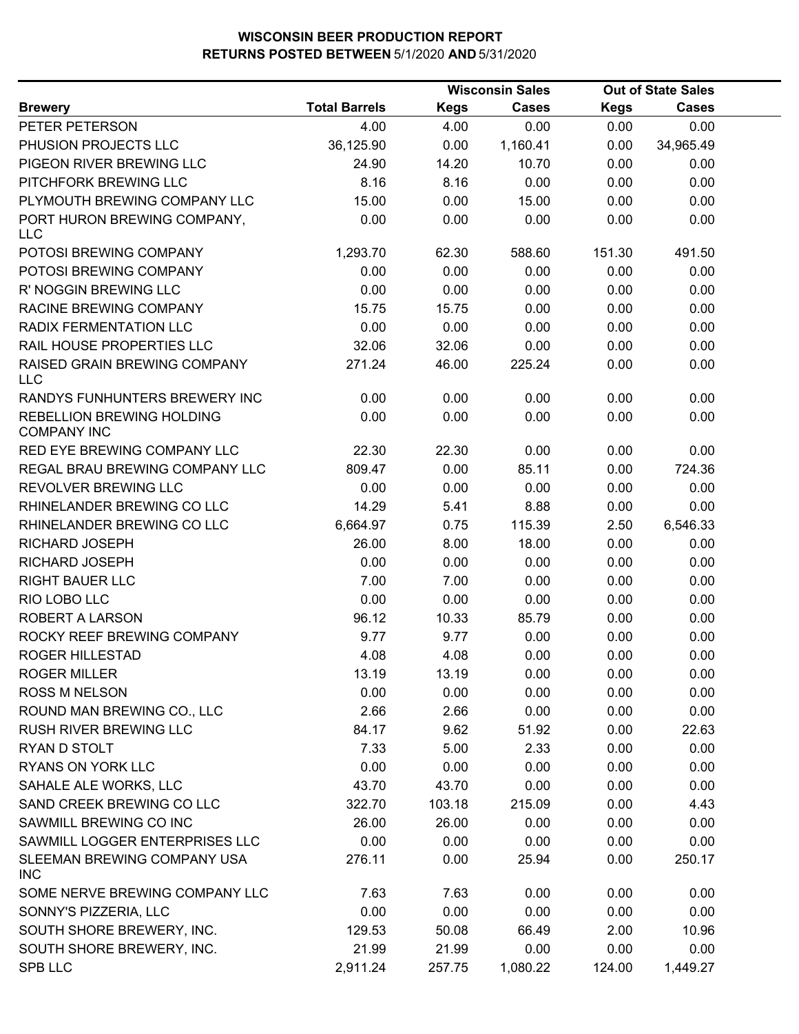# WISCONSIN BEER PRODUCTION REPORT

## RETURNS POSTED BETWEEN 5/1/2020 AND 5/31/2020

| | | Wisconsin Sales | | Out of State Sales | |
|---|---|---|---|---|---|
| Brewery | Total Barrels | Kegs | Cases | Kegs | Cases |
| PETER PETERSON | 4.00 | 4.00 | 0.00 | 0.00 | 0.00 |
| PHUSION PROJECTS LLC | 36,125.90 | 0.00 | 1,160.41 | 0.00 | 34,965.49 |
| PIGEON RIVER BREWING LLC | 24.90 | 14.20 | 10.70 | 0.00 | 0.00 |
| PITCHFORK BREWING LLC | 8.16 | 8.16 | 0.00 | 0.00 | 0.00 |
| PLYMOUTH BREWING COMPANY LLC | 15.00 | 0.00 | 15.00 | 0.00 | 0.00 |
| PORT HURON BREWING COMPANY, LLC | 0.00 | 0.00 | 0.00 | 0.00 | 0.00 |
| POTOSI BREWING COMPANY | 1,293.70 | 62.30 | 588.60 | 151.30 | 491.50 |
| POTOSI BREWING COMPANY | 0.00 | 0.00 | 0.00 | 0.00 | 0.00 |
| R' NOGGIN BREWING LLC | 0.00 | 0.00 | 0.00 | 0.00 | 0.00 |
| RACINE BREWING COMPANY | 15.75 | 15.75 | 0.00 | 0.00 | 0.00 |
| RADIX FERMENTATION LLC | 0.00 | 0.00 | 0.00 | 0.00 | 0.00 |
| RAIL HOUSE PROPERTIES LLC | 32.06 | 32.06 | 0.00 | 0.00 | 0.00 |
| RAISED GRAIN BREWING COMPANY LLC | 271.24 | 46.00 | 225.24 | 0.00 | 0.00 |
| RANDYS FUNHUNTERS BREWERY INC | 0.00 | 0.00 | 0.00 | 0.00 | 0.00 |
| REBELLION BREWING HOLDING COMPANY INC | 0.00 | 0.00 | 0.00 | 0.00 | 0.00 |
| RED EYE BREWING COMPANY LLC | 22.30 | 22.30 | 0.00 | 0.00 | 0.00 |
| REGAL BRAU BREWING COMPANY LLC | 809.47 | 0.00 | 85.11 | 0.00 | 724.36 |
| REVOLVER BREWING LLC | 0.00 | 0.00 | 0.00 | 0.00 | 0.00 |
| RHINELANDER BREWING CO LLC | 14.29 | 5.41 | 8.88 | 0.00 | 0.00 |
| RHINELANDER BREWING CO LLC | 6,664.97 | 0.75 | 115.39 | 2.50 | 6,546.33 |
| RICHARD JOSEPH | 26.00 | 8.00 | 18.00 | 0.00 | 0.00 |
| RICHARD JOSEPH | 0.00 | 0.00 | 0.00 | 0.00 | 0.00 |
| RIGHT BAUER LLC | 7.00 | 7.00 | 0.00 | 0.00 | 0.00 |
| RIO LOBO LLC | 0.00 | 0.00 | 0.00 | 0.00 | 0.00 |
| ROBERT A LARSON | 96.12 | 10.33 | 85.79 | 0.00 | 0.00 |
| ROCKY REEF BREWING COMPANY | 9.77 | 9.77 | 0.00 | 0.00 | 0.00 |
| ROGER HILLESTAD | 4.08 | 4.08 | 0.00 | 0.00 | 0.00 |
| ROGER MILLER | 13.19 | 13.19 | 0.00 | 0.00 | 0.00 |
| ROSS M NELSON | 0.00 | 0.00 | 0.00 | 0.00 | 0.00 |
| ROUND MAN BREWING CO., LLC | 2.66 | 2.66 | 0.00 | 0.00 | 0.00 |
| RUSH RIVER BREWING LLC | 84.17 | 9.62 | 51.92 | 0.00 | 22.63 |
| RYAN D STOLT | 7.33 | 5.00 | 2.33 | 0.00 | 0.00 |
| RYANS ON YORK LLC | 0.00 | 0.00 | 0.00 | 0.00 | 0.00 |
| SAHALE ALE WORKS, LLC | 43.70 | 43.70 | 0.00 | 0.00 | 0.00 |
| SAND CREEK BREWING CO LLC | 322.70 | 103.18 | 215.09 | 0.00 | 4.43 |
| SAWMILL BREWING CO INC | 26.00 | 26.00 | 0.00 | 0.00 | 0.00 |
| SAWMILL LOGGER ENTERPRISES LLC | 0.00 | 0.00 | 0.00 | 0.00 | 0.00 |
| SLEEMAN BREWING COMPANY USA INC | 276.11 | 0.00 | 25.94 | 0.00 | 250.17 |
| SOME NERVE BREWING COMPANY LLC | 7.63 | 7.63 | 0.00 | 0.00 | 0.00 |
| SONNY'S PIZZERIA, LLC | 0.00 | 0.00 | 0.00 | 0.00 | 0.00 |
| SOUTH SHORE BREWERY, INC. | 129.53 | 50.08 | 66.49 | 2.00 | 10.96 |
| SOUTH SHORE BREWERY, INC. | 21.99 | 21.99 | 0.00 | 0.00 | 0.00 |
| SPB LLC | 2,911.24 | 257.75 | 1,080.22 | 124.00 | 1,449.27 |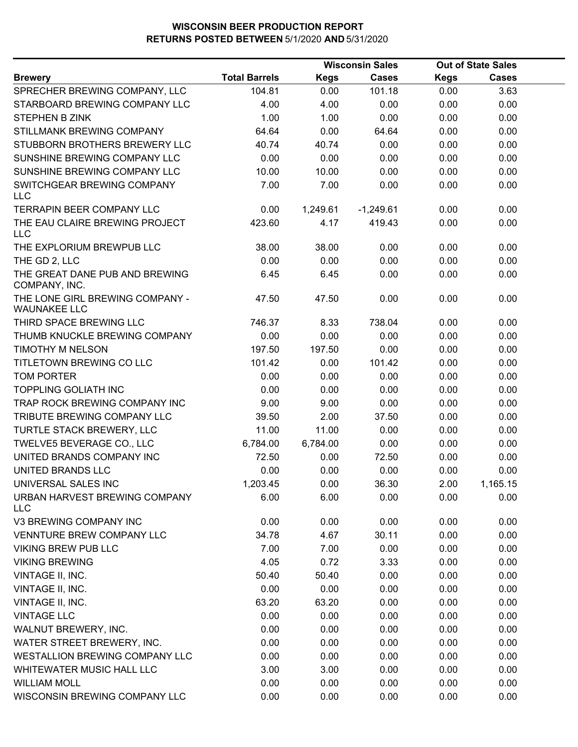# WISCONSIN BEER PRODUCTION REPORT
## RETURNS POSTED BETWEEN 5/1/2020 AND 5/31/2020

| Brewery | Total Barrels | Wisconsin Sales | | Out of State Sales | |
|---|---|---|---|---|---|
| | | Kegs | Cases | Kegs | Cases |
| SPRECHER BREWING COMPANY, LLC | 104.81 | 0.00 | 101.18 | 0.00 | 3.63 |
| STARBOARD BREWING COMPANY LLC | 4.00 | 4.00 | 0.00 | 0.00 | 0.00 |
| STEPHEN B ZINK | 1.00 | 1.00 | 0.00 | 0.00 | 0.00 |
| STILLMANK BREWING COMPANY | 64.64 | 0.00 | 64.64 | 0.00 | 0.00 |
| STUBBORN BROTHERS BREWERY LLC | 40.74 | 40.74 | 0.00 | 0.00 | 0.00 |
| SUNSHINE BREWING COMPANY LLC | 0.00 | 0.00 | 0.00 | 0.00 | 0.00 |
| SUNSHINE BREWING COMPANY LLC | 10.00 | 10.00 | 0.00 | 0.00 | 0.00 |
| SWITCHGEAR BREWING COMPANY LLC | 7.00 | 7.00 | 0.00 | 0.00 | 0.00 |
| TERRAPIN BEER COMPANY LLC | 0.00 | 1,249.61 | -1,249.61 | 0.00 | 0.00 |
| THE EAU CLAIRE BREWING PROJECT LLC | 423.60 | 4.17 | 419.43 | 0.00 | 0.00 |
| THE EXPLORIUM BREWPUB LLC | 38.00 | 38.00 | 0.00 | 0.00 | 0.00 |
| THE GD 2, LLC | 0.00 | 0.00 | 0.00 | 0.00 | 0.00 |
| THE GREAT DANE PUB AND BREWING COMPANY, INC. | 6.45 | 6.45 | 0.00 | 0.00 | 0.00 |
| THE LONE GIRL BREWING COMPANY - WAUNAKEE LLC | 47.50 | 47.50 | 0.00 | 0.00 | 0.00 |
| THIRD SPACE BREWING LLC | 746.37 | 8.33 | 738.04 | 0.00 | 0.00 |
| THUMB KNUCKLE BREWING COMPANY | 0.00 | 0.00 | 0.00 | 0.00 | 0.00 |
| TIMOTHY M NELSON | 197.50 | 197.50 | 0.00 | 0.00 | 0.00 |
| TITLETOWN BREWING CO LLC | 101.42 | 0.00 | 101.42 | 0.00 | 0.00 |
| TOM PORTER | 0.00 | 0.00 | 0.00 | 0.00 | 0.00 |
| TOPPLING GOLIATH INC | 0.00 | 0.00 | 0.00 | 0.00 | 0.00 |
| TRAP ROCK BREWING COMPANY INC | 9.00 | 9.00 | 0.00 | 0.00 | 0.00 |
| TRIBUTE BREWING COMPANY LLC | 39.50 | 2.00 | 37.50 | 0.00 | 0.00 |
| TURTLE STACK BREWERY, LLC | 11.00 | 11.00 | 0.00 | 0.00 | 0.00 |
| TWELVE5 BEVERAGE CO., LLC | 6,784.00 | 6,784.00 | 0.00 | 0.00 | 0.00 |
| UNITED BRANDS COMPANY INC | 72.50 | 0.00 | 72.50 | 0.00 | 0.00 |
| UNITED BRANDS LLC | 0.00 | 0.00 | 0.00 | 0.00 | 0.00 |
| UNIVERSAL SALES INC | 1,203.45 | 0.00 | 36.30 | 2.00 | 1,165.15 |
| URBAN HARVEST BREWING COMPANY LLC | 6.00 | 6.00 | 0.00 | 0.00 | 0.00 |
| V3 BREWING COMPANY INC | 0.00 | 0.00 | 0.00 | 0.00 | 0.00 |
| VENNTURE BREW COMPANY LLC | 34.78 | 4.67 | 30.11 | 0.00 | 0.00 |
| VIKING BREW PUB LLC | 7.00 | 7.00 | 0.00 | 0.00 | 0.00 |
| VIKING BREWING | 4.05 | 0.72 | 3.33 | 0.00 | 0.00 |
| VINTAGE II, INC. | 50.40 | 50.40 | 0.00 | 0.00 | 0.00 |
| VINTAGE II, INC. | 0.00 | 0.00 | 0.00 | 0.00 | 0.00 |
| VINTAGE II, INC. | 63.20 | 63.20 | 0.00 | 0.00 | 0.00 |
| VINTAGE LLC | 0.00 | 0.00 | 0.00 | 0.00 | 0.00 |
| WALNUT BREWERY, INC. | 0.00 | 0.00 | 0.00 | 0.00 | 0.00 |
| WATER STREET BREWERY, INC. | 0.00 | 0.00 | 0.00 | 0.00 | 0.00 |
| WESTALLION BREWING COMPANY LLC | 0.00 | 0.00 | 0.00 | 0.00 | 0.00 |
| WHITEWATER MUSIC HALL LLC | 3.00 | 3.00 | 0.00 | 0.00 | 0.00 |
| WILLIAM MOLL | 0.00 | 0.00 | 0.00 | 0.00 | 0.00 |
| WISCONSIN BREWING COMPANY LLC | 0.00 | 0.00 | 0.00 | 0.00 | 0.00 |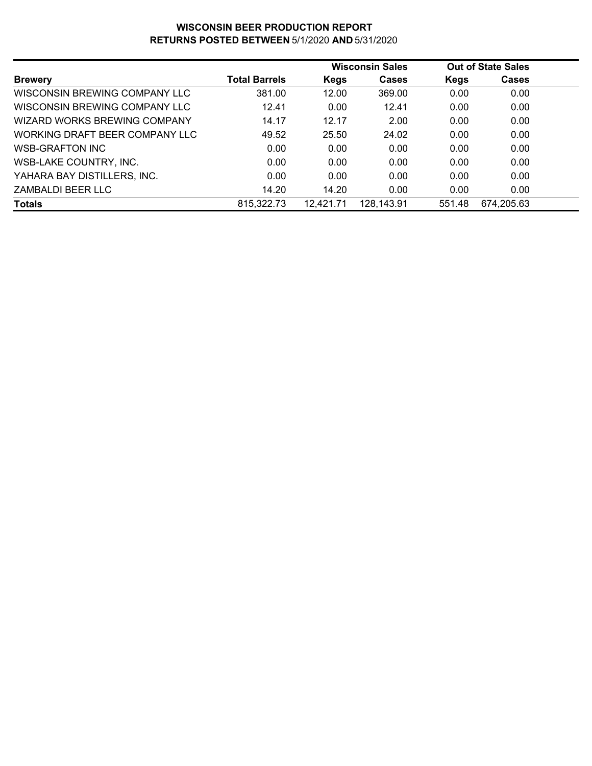**WISCONSIN BEER PRODUCTION REPORT**
**RETURNS POSTED BETWEEN** 5/1/2020 **AND** 5/31/2020

| | | Wisconsin Sales | | Out of State Sales | |
|---|---|---|---|---|---|
| **Brewery** | **Total Barrels** | **Kegs** | **Cases** | **Kegs** | **Cases** |
| WISCONSIN BREWING COMPANY LLC | 381.00 | 12.00 | 369.00 | 0.00 | 0.00 |
| WISCONSIN BREWING COMPANY LLC | 12.41 | 0.00 | 12.41 | 0.00 | 0.00 |
| WIZARD WORKS BREWING COMPANY | 14.17 | 12.17 | 2.00 | 0.00 | 0.00 |
| WORKING DRAFT BEER COMPANY LLC | 49.52 | 25.50 | 24.02 | 0.00 | 0.00 |
| WSB-GRAFTON INC | 0.00 | 0.00 | 0.00 | 0.00 | 0.00 |
| WSB-LAKE COUNTRY, INC. | 0.00 | 0.00 | 0.00 | 0.00 | 0.00 |
| YAHARA BAY DISTILLERS, INC. | 0.00 | 0.00 | 0.00 | 0.00 | 0.00 |
| ZAMBALDI BEER LLC | 14.20 | 14.20 | 0.00 | 0.00 | 0.00 |
| **Totals** | 815,322.73 | 12,421.71 | 128,143.91 | 551.48 | 674,205.63 |